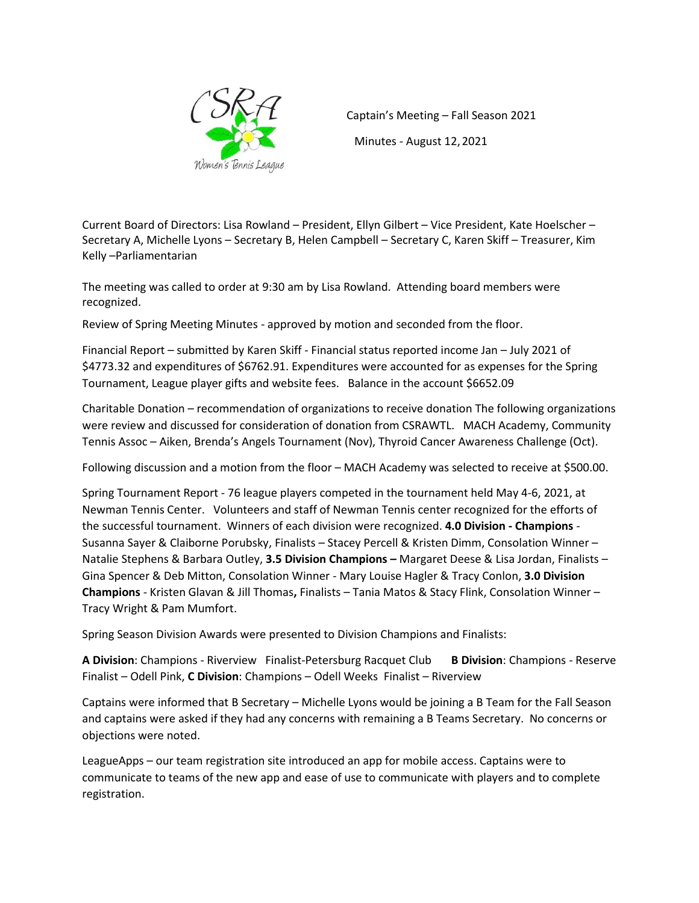CSRA Women's Tennis League

Captain's Meeting – Fall Season 2021

Minutes - August 12, 2021

Current Board of Directors: Lisa Rowland – President, Ellyn Gilbert – Vice President, Kate Hoelscher – Secretary A, Michelle Lyons – Secretary B, Helen Campbell – Secretary C, Karen Skiff – Treasurer, Kim Kelly –Parliamentarian

The meeting was called to order at 9:30 am by Lisa Rowland. Attending board members were recognized.

Review of Spring Meeting Minutes - approved by motion and seconded from the floor.

Financial Report – submitted by Karen Skiff - Financial status reported income Jan – July 2021 of $4773.32 and expenditures of $6762.91. Expenditures were accounted for as expenses for the Spring Tournament, League player gifts and website fees. Balance in the account $6652.09

Charitable Donation – recommendation of organizations to receive donation The following organizations were review and discussed for consideration of donation from CSRAWTL. MACH Academy, Community Tennis Assoc – Aiken, Brenda's Angels Tournament (Nov), Thyroid Cancer Awareness Challenge (Oct).

Following discussion and a motion from the floor – MACH Academy was selected to receive at $500.00.

Spring Tournament Report - 76 league players competed in the tournament held May 4-6, 2021, at Newman Tennis Center. Volunteers and staff of Newman Tennis center recognized for the efforts of the successful tournament. Winners of each division were recognized. **4.0 Division - Champions** - Susanna Sayer & Claiborne Porubsky, Finalists – Stacey Percell & Kristen Dimm, Consolation Winner – Natalie Stephens & Barbara Outley, **3.5 Division Champions –** Margaret Deese & Lisa Jordan, Finalists – Gina Spencer & Deb Mitton, Consolation Winner - Mary Louise Hagler & Tracy Conlon, **3.0 Division Champions** - Kristen Glavan & Jill Thomas**,** Finalists – Tania Matos & Stacy Flink, Consolation Winner – Tracy Wright & Pam Mumfort.

Spring Season Division Awards were presented to Division Champions and Finalists:

**A Division**: Champions - Riverview Finalist-Petersburg Racquet Club **B Division**: Champions - Reserve Finalist – Odell Pink, **C Division**: Champions – Odell Weeks Finalist – Riverview

Captains were informed that B Secretary – Michelle Lyons would be joining a B Team for the Fall Season and captains were asked if they had any concerns with remaining a B Teams Secretary. No concerns or objections were noted.

LeagueApps – our team registration site introduced an app for mobile access. Captains were to communicate to teams of the new app and ease of use to communicate with players and to complete registration.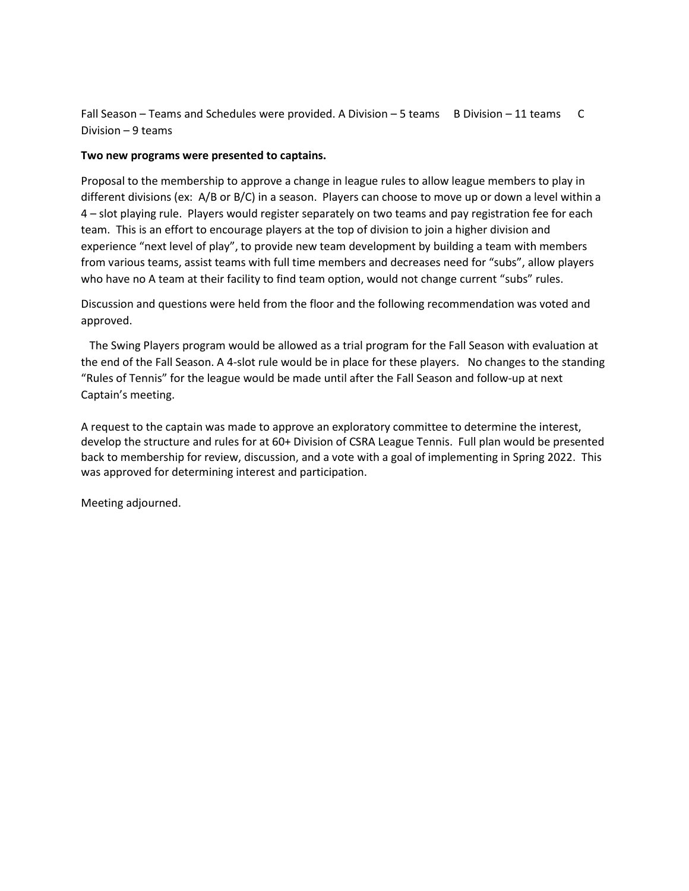Fall Season – Teams and Schedules were provided. A Division – 5 teams B Division – 11 teams C Division – 9 teams

**Two new programs were presented to captains.**

Proposal to the membership to approve a change in league rules to allow league members to play in different divisions (ex: A/B or B/C) in a season. Players can choose to move up or down a level within a 4 – slot playing rule. Players would register separately on two teams and pay registration fee for each team. This is an effort to encourage players at the top of division to join a higher division and experience "next level of play", to provide new team development by building a team with members from various teams, assist teams with full time members and decreases need for "subs", allow players who have no A team at their facility to find team option, would not change current "subs" rules.

Discussion and questions were held from the floor and the following recommendation was voted and approved.

The Swing Players program would be allowed as a trial program for the Fall Season with evaluation at the end of the Fall Season. A 4-slot rule would be in place for these players. No changes to the standing "Rules of Tennis" for the league would be made until after the Fall Season and follow-up at next Captain's meeting.

A request to the captain was made to approve an exploratory committee to determine the interest, develop the structure and rules for at 60+ Division of CSRA League Tennis. Full plan would be presented back to membership for review, discussion, and a vote with a goal of implementing in Spring 2022. This was approved for determining interest and participation.

Meeting adjourned.